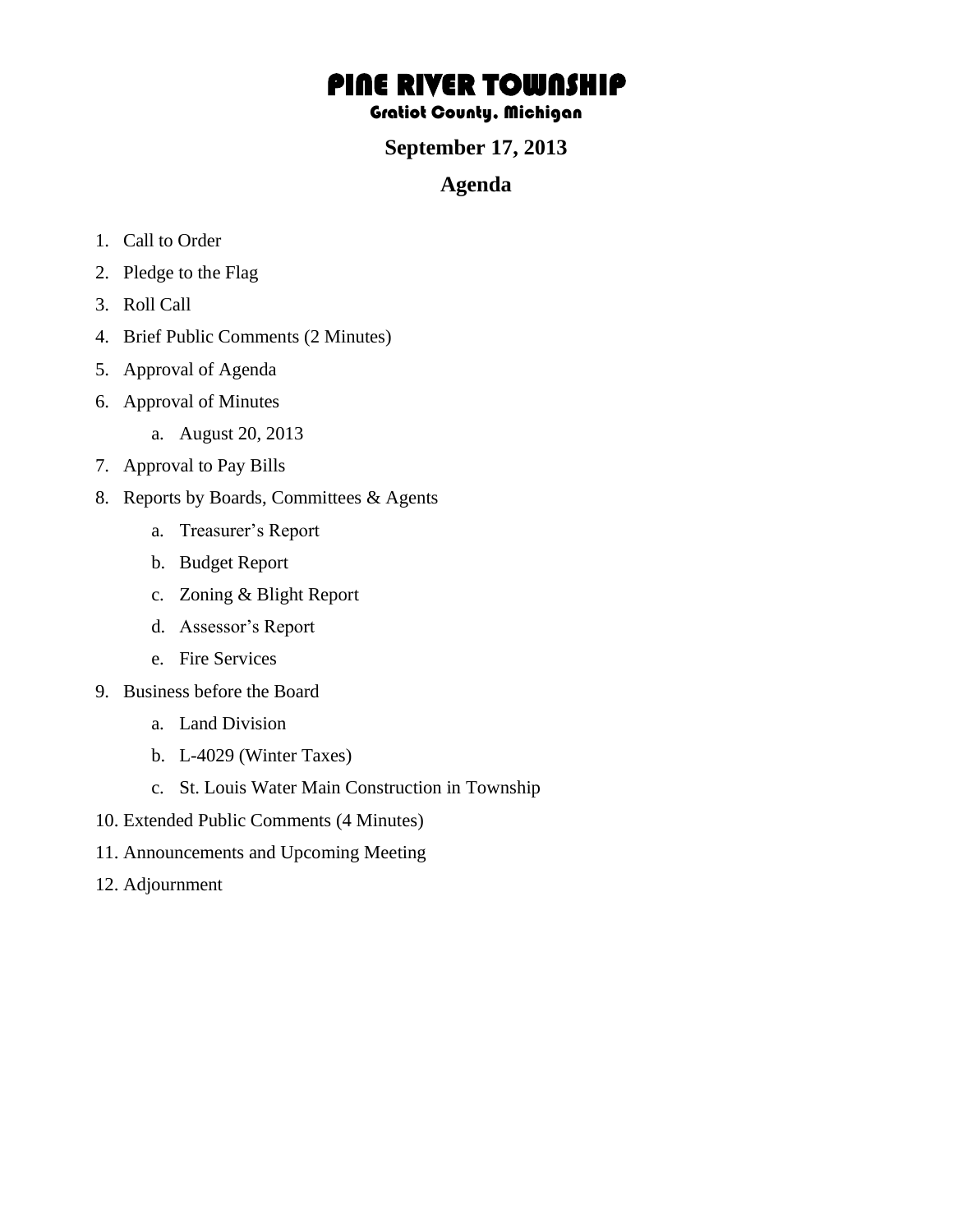# PINE RIVER TOWNSHIP

### Gratiot County, Michigan

**September 17, 2013**

## Agenda

1. Call to Order
2. Pledge to the Flag
3. Roll Call
4. Brief Public Comments (2 Minutes)
5. Approval of Agenda
6. Approval of Minutes
    a. August 20, 2013
7. Approval to Pay Bills
8. Reports by Boards, Committees & Agents
    a. Treasurer's Report
    b. Budget Report
    c. Zoning & Blight Report
    d. Assessor's Report
    e. Fire Services
9. Business before the Board
    a. Land Division
    b. L-4029 (Winter Taxes)
    c. St. Louis Water Main Construction in Township
10. Extended Public Comments (4 Minutes)
11. Announcements and Upcoming Meeting
12. Adjournment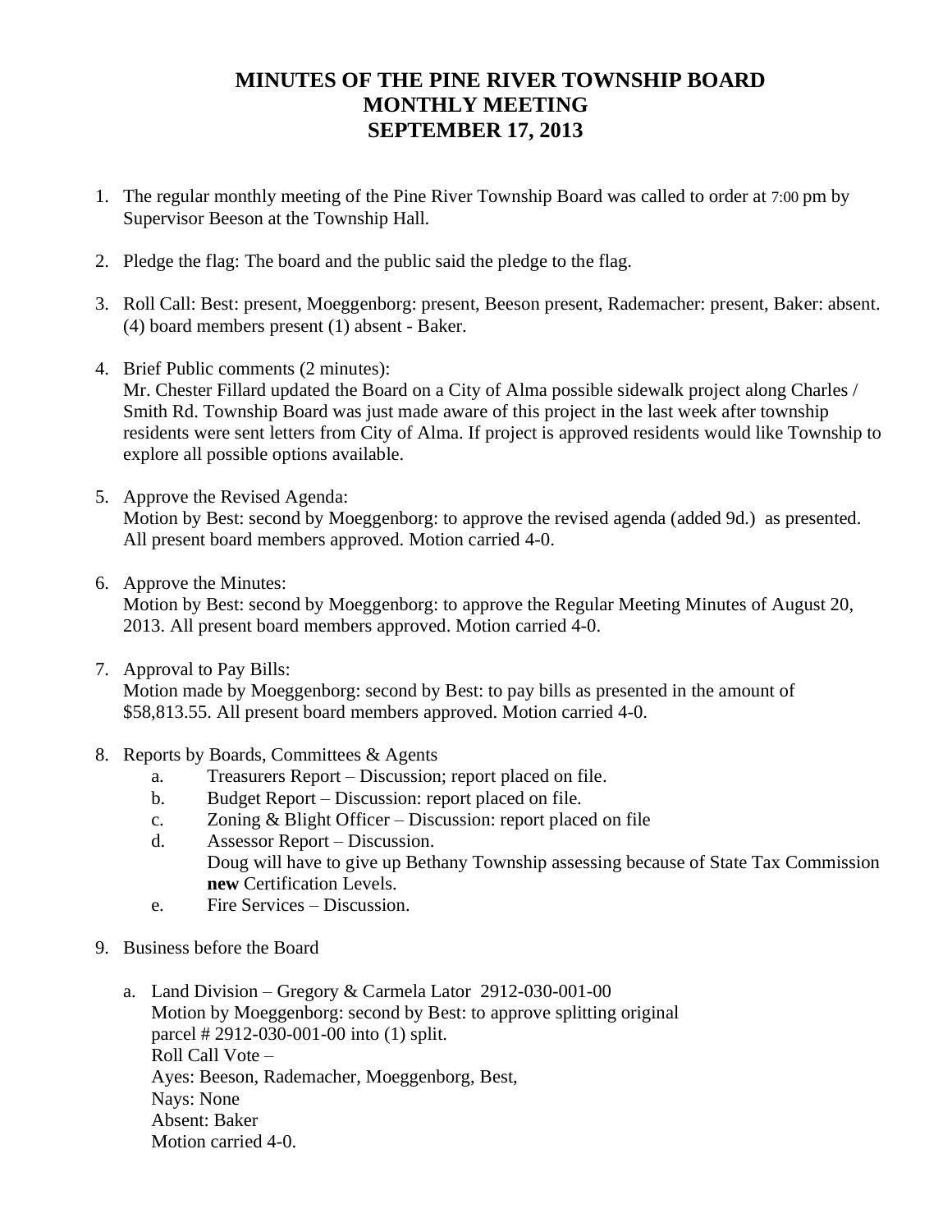# MINUTES OF THE PINE RIVER TOWNSHIP BOARD MONTHLY MEETING SEPTEMBER 17, 2013

1. The regular monthly meeting of the Pine River Township Board was called to order at 7:00 pm by Supervisor Beeson at the Township Hall.

2. Pledge the flag: The board and the public said the pledge to the flag.

3. Roll Call: Best: present, Moeggenborg: present, Beeson present, Rademacher: present, Baker: absent. (4) board members present (1) absent - Baker.

4. Brief Public comments (2 minutes):
   Mr. Chester Fillard updated the Board on a City of Alma possible sidewalk project along Charles / Smith Rd. Township Board was just made aware of this project in the last week after township residents were sent letters from City of Alma. If project is approved residents would like Township to explore all possible options available.

5. Approve the Revised Agenda:
   Motion by Best: second by Moeggenborg: to approve the revised agenda (added 9d.) as presented. All present board members approved. Motion carried 4-0.

6. Approve the Minutes:
   Motion by Best: second by Moeggenborg: to approve the Regular Meeting Minutes of August 20, 2013. All present board members approved. Motion carried 4-0.

7. Approval to Pay Bills:
   Motion made by Moeggenborg: second by Best: to pay bills as presented in the amount of $58,813.55. All present board members approved. Motion carried 4-0.

8. Reports by Boards, Committees & Agents
   a. Treasurers Report – Discussion; report placed on file.
   b. Budget Report – Discussion: report placed on file.
   c. Zoning & Blight Officer – Discussion: report placed on file
   d. Assessor Report – Discussion.
      Doug will have to give up Bethany Township assessing because of State Tax Commission **new** Certification Levels.
   e. Fire Services – Discussion.

9. Business before the Board

   a. Land Division – Gregory & Carmela Lator 2912-030-001-00
      Motion by Moeggenborg: second by Best: to approve splitting original parcel # 2912-030-001-00 into (1) split.
      Roll Call Vote –
      Ayes: Beeson, Rademacher, Moeggenborg, Best,
      Nays: None
      Absent: Baker
      Motion carried 4-0.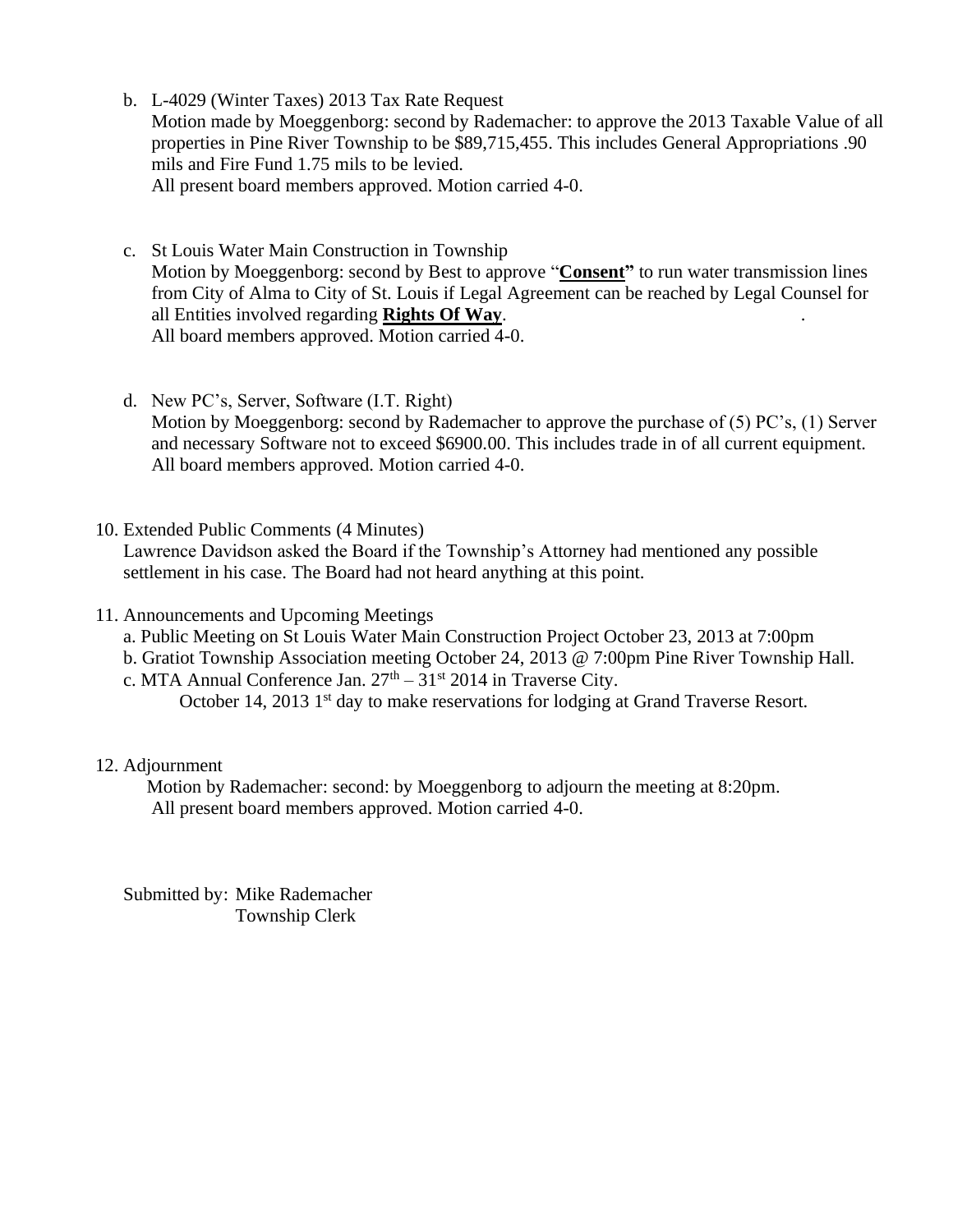b. L-4029 (Winter Taxes) 2013 Tax Rate Request
   Motion made by Moeggenborg: second by Rademacher: to approve the 2013 Taxable Value of all properties in Pine River Township to be $89,715,455. This includes General Appropriations .90 mils and Fire Fund 1.75 mils to be levied.
   All present board members approved. Motion carried 4-0.

c. St Louis Water Main Construction in Township
   Motion by Moeggenborg: second by Best to approve "**Consent"** to run water transmission lines from City of Alma to City of St. Louis if Legal Agreement can be reached by Legal Counsel for all Entities involved regarding **Rights Of Way**.
   All board members approved. Motion carried 4-0.

d. New PC's, Server, Software (I.T. Right)
   Motion by Moeggenborg: second by Rademacher to approve the purchase of (5) PC's, (1) Server and necessary Software not to exceed $6900.00. This includes trade in of all current equipment.
   All board members approved. Motion carried 4-0.

10. Extended Public Comments (4 Minutes)
    Lawrence Davidson asked the Board if the Township's Attorney had mentioned any possible settlement in his case. The Board had not heard anything at this point.

11. Announcements and Upcoming Meetings
    a. Public Meeting on St Louis Water Main Construction Project October 23, 2013 at 7:00pm
    b. Gratiot Township Association meeting October 24, 2013 @ 7:00pm Pine River Township Hall.
    c. MTA Annual Conference Jan. 27th – 31st 2014 in Traverse City.
       October 14, 2013 1st day to make reservations for lodging at Grand Traverse Resort.

12. Adjournment
    Motion by Rademacher: second: by Moeggenborg to adjourn the meeting at 8:20pm.
    All present board members approved. Motion carried 4-0.

Submitted by: Mike Rademacher
Township Clerk